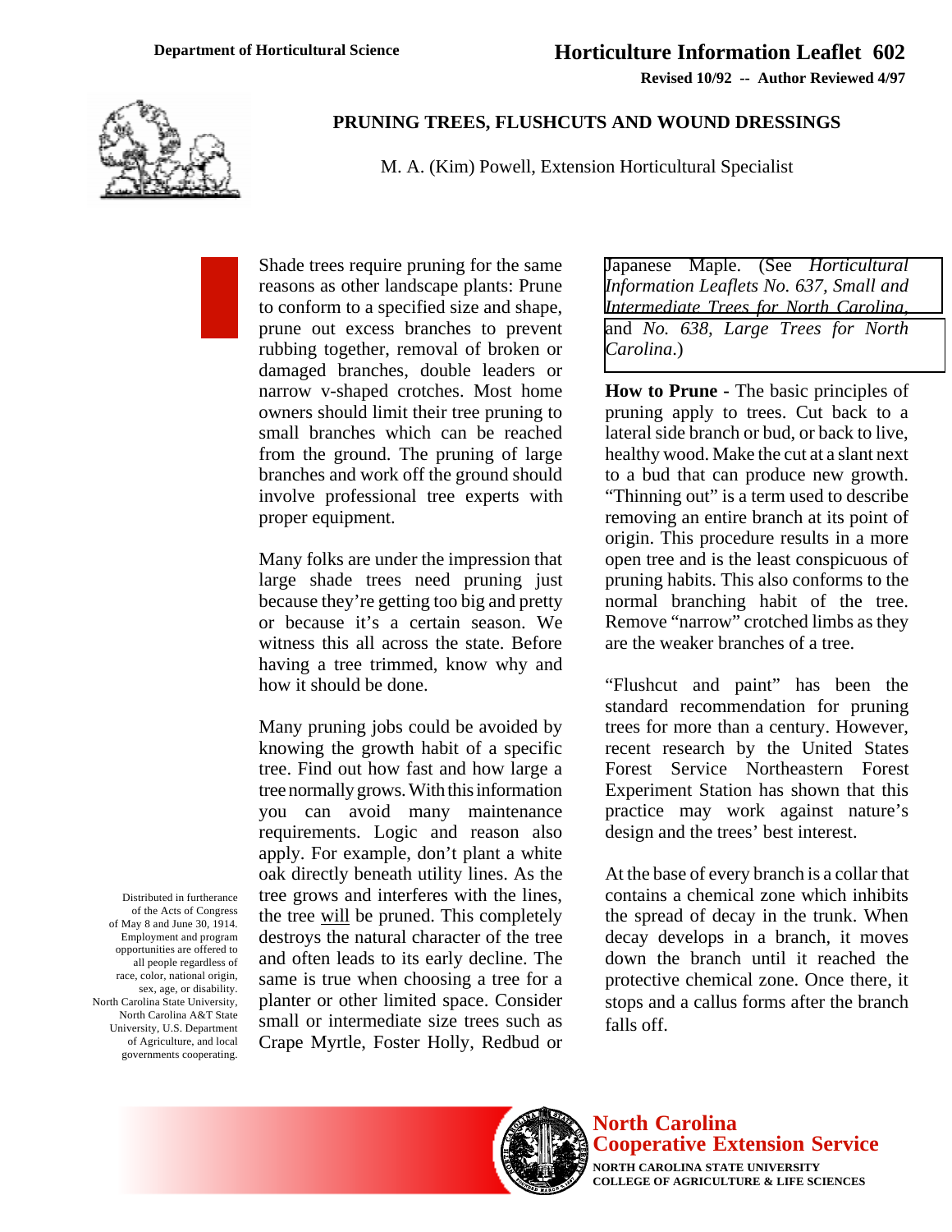Department of Horticultural Science

# Horticulture Information Leaflet 602

**Revised 10/92 -- Author Reviewed 4/97**

## PRUNING TREES, FLUSHCUTS AND WOUND DRESSINGS

M. A. (Kim) Powell, Extension Horticultural Specialist

Shade trees require pruning for the same reasons as other landscape plants: Prune to conform to a specified size and shape, prune out excess branches to prevent rubbing together, removal of broken or damaged branches, double leaders or narrow v-shaped crotches. Most home owners should limit their tree pruning to small branches which can be reached from the ground. The pruning of large branches and work off the ground should involve professional tree experts with proper equipment.

Many folks are under the impression that large shade trees need pruning just because they're getting too big and pretty or because it's a certain season. We witness this all across the state. Before having a tree trimmed, know why and how it should be done.

Many pruning jobs could be avoided by knowing the growth habit of a specific tree. Find out how fast and how large a tree normally grows. With this information you can avoid many maintenance requirements. Logic and reason also apply. For example, don't plant a white oak directly beneath utility lines. As the tree grows and interferes with the lines, the tree will be pruned. This completely destroys the natural character of the tree and often leads to its early decline. The same is true when choosing a tree for a planter or other limited space. Consider small or intermediate size trees such as Crape Myrtle, Foster Holly, Redbud or Japanese Maple. (See *Horticultural Information Leaflets No. 637, Small and Intermediate Trees for North Carolina,* and *No. 638, Large Trees for North Carolina*.)

**How to Prune** - The basic principles of pruning apply to trees. Cut back to a lateral side branch or bud, or back to live, healthy wood. Make the cut at a slant next to a bud that can produce new growth. "Thinning out" is a term used to describe removing an entire branch at its point of origin. This procedure results in a more open tree and is the least conspicuous of pruning habits. This also conforms to the normal branching habit of the tree. Remove "narrow" crotched limbs as they are the weaker branches of a tree.

"Flushcut and paint" has been the standard recommendation for pruning trees for more than a century. However, recent research by the United States Forest Service Northeastern Forest Experiment Station has shown that this practice may work against nature's design and the trees' best interest.

At the base of every branch is a collar that contains a chemical zone which inhibits the spread of decay in the trunk. When decay develops in a branch, it moves down the branch until it reached the protective chemical zone. Once there, it stops and a callus forms after the branch falls off.

Distributed in furtherance of the Acts of Congress of May 8 and June 30, 1914. Employment and program opportunities are offered to all people regardless of race, color, national origin, sex, age, or disability. North Carolina State University, North Carolina A&T State University, U.S. Department of Agriculture, and local governments cooperating.

North Carolina Cooperative Extension Service
NORTH CAROLINA STATE UNIVERSITY
COLLEGE OF AGRICULTURE & LIFE SCIENCES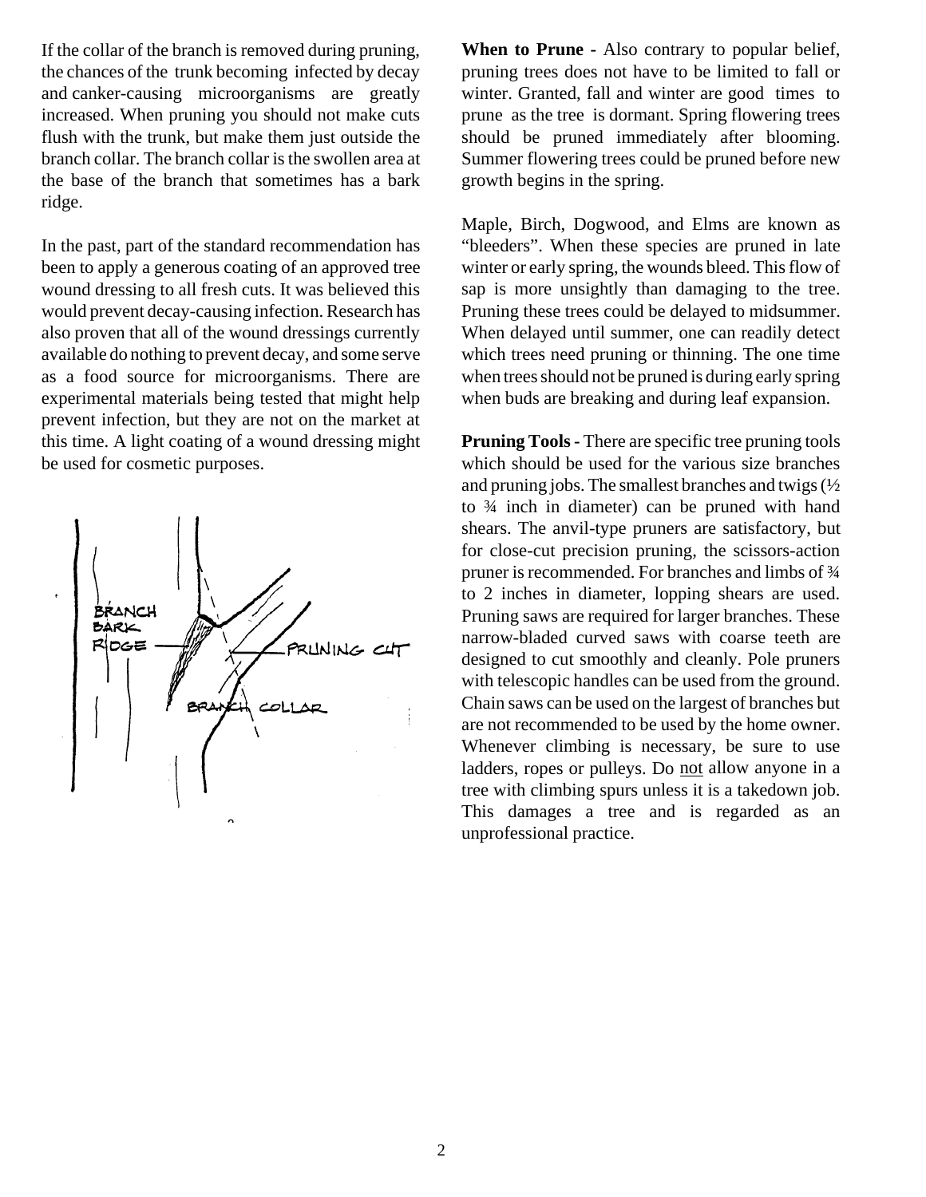If the collar of the branch is removed during pruning, the chances of the trunk becoming infected by decay and canker-causing microorganisms are greatly increased. When pruning you should not make cuts flush with the trunk, but make them just outside the branch collar. The branch collar is the swollen area at the base of the branch that sometimes has a bark ridge.

In the past, part of the standard recommendation has been to apply a generous coating of an approved tree wound dressing to all fresh cuts. It was believed this would prevent decay-causing infection. Research has also proven that all of the wound dressings currently available do nothing to prevent decay, and some serve as a food source for microorganisms. There are experimental materials being tested that might help prevent infection, but they are not on the market at this time. A light coating of a wound dressing might be used for cosmetic purposes.

BRANCH BARK RIDGE

PRUNING CUT

BRANCH COLLAR

**When to Prune -** Also contrary to popular belief, pruning trees does not have to be limited to fall or winter. Granted, fall and winter are good times to prune as the tree is dormant. Spring flowering trees should be pruned immediately after blooming. Summer flowering trees could be pruned before new growth begins in the spring.

Maple, Birch, Dogwood, and Elms are known as "bleeders". When these species are pruned in late winter or early spring, the wounds bleed. This flow of sap is more unsightly than damaging to the tree. Pruning these trees could be delayed to midsummer. When delayed until summer, one can readily detect which trees need pruning or thinning. The one time when trees should not be pruned is during early spring when buds are breaking and during leaf expansion.

**Pruning Tools -** There are specific tree pruning tools which should be used for the various size branches and pruning jobs. The smallest branches and twigs (½ to ¾ inch in diameter) can be pruned with hand shears. The anvil-type pruners are satisfactory, but for close-cut precision pruning, the scissors-action pruner is recommended. For branches and limbs of ¾ to 2 inches in diameter, lopping shears are used. Pruning saws are required for larger branches. These narrow-bladed curved saws with coarse teeth are designed to cut smoothly and cleanly. Pole pruners with telescopic handles can be used from the ground. Chain saws can be used on the largest of branches but are not recommended to be used by the home owner. Whenever climbing is necessary, be sure to use ladders, ropes or pulleys. Do <u>not</u> allow anyone in a tree with climbing spurs unless it is a takedown job. This damages a tree and is regarded as an unprofessional practice.